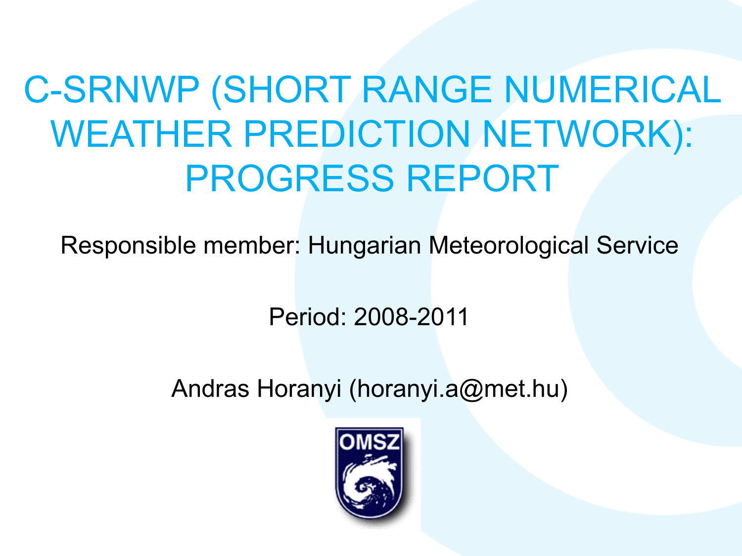# C-SRNWP (SHORT RANGE NUMERICAL WEATHER PREDICTION NETWORK): PROGRESS REPORT

Responsible member: Hungarian Meteorological Service

Period: 2008-2011

Andras Horanyi (horanyi.a@met.hu)

OMSZ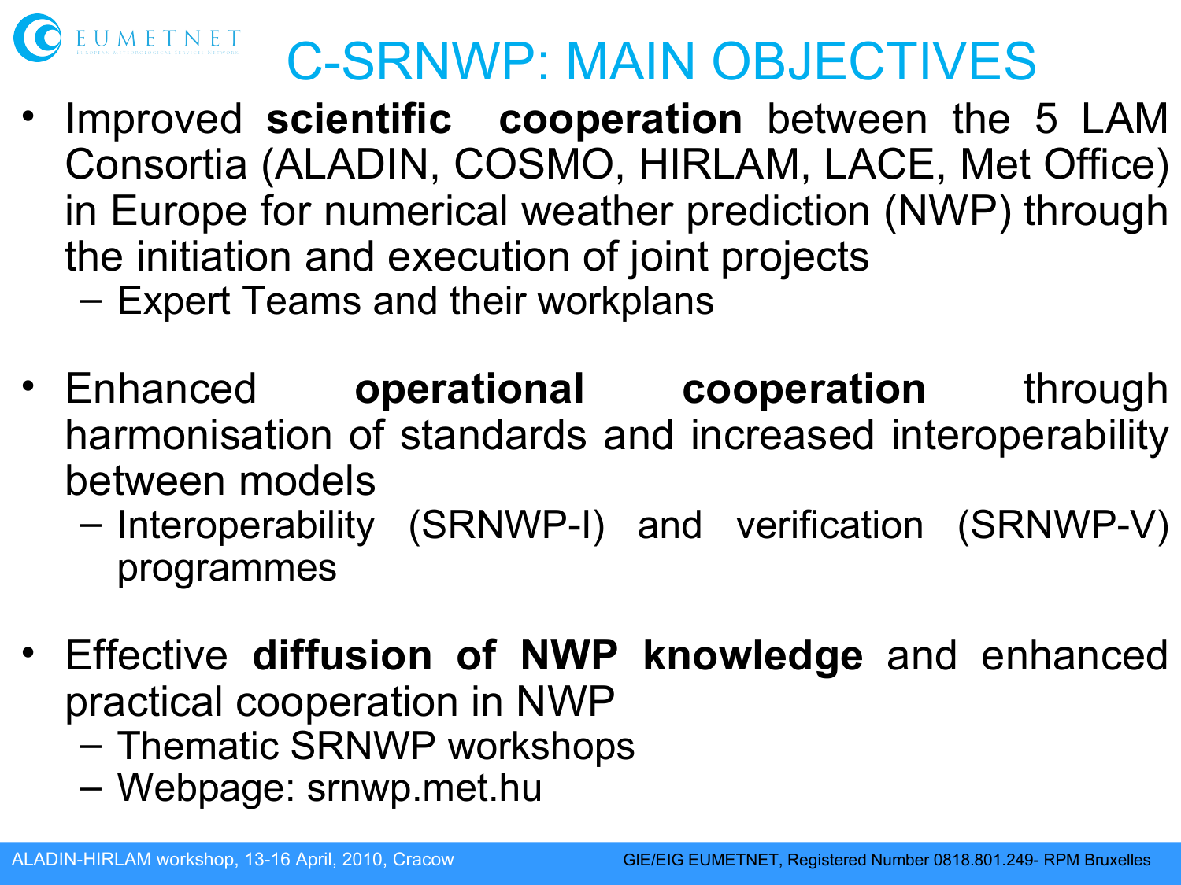# C-SRNWP: MAIN OBJECTIVES

- Improved **scientific cooperation** between the 5 LAM Consortia (ALADIN, COSMO, HIRLAM, LACE, Met Office) in Europe for numerical weather prediction (NWP) through the initiation and execution of joint projects
  - Expert Teams and their workplans
- Enhanced **operational cooperation** through harmonisation of standards and increased interoperability between models
  - Interoperability (SRNWP-I) and verification (SRNWP-V) programmes
- Effective **diffusion of NWP knowledge** and enhanced practical cooperation in NWP
  - Thematic SRNWP workshops
  - Webpage: srnwp.met.hu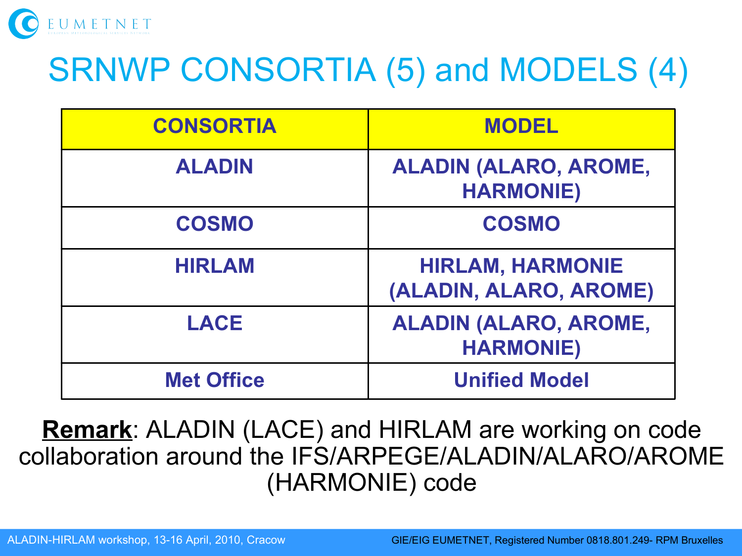# SRNWP CONSORTIA (5) and MODELS (4)

| CONSORTIA | MODEL |
|---|---|
| ALADIN | ALADIN (ALARO, AROME, HARMONIE) |
| COSMO | COSMO |
| HIRLAM | HIRLAM, HARMONIE (ALADIN, ALARO, AROME) |
| LACE | ALADIN (ALARO, AROME, HARMONIE) |
| Met Office | Unified Model |

**Remark**: ALADIN (LACE) and HIRLAM are working on code collaboration around the IFS/ARPEGE/ALADIN/ALARO/AROME (HARMONIE) code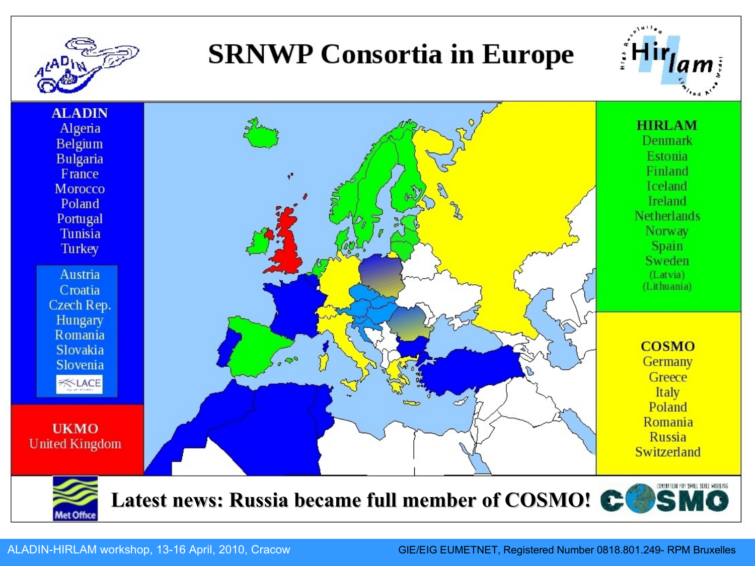# SRNWP Consortia in Europe

**ALADIN**
Algeria
Belgium
Bulgaria
France
Morocco
Poland
Portugal
Tunisia
Turkey

Austria
Croatia
Czech Rep.
Hungary
Romania
Slovakia
Slovenia
LACE

**UKMO**
United Kingdom

**HIRLAM**
Denmark
Estonia
Finland
Iceland
Ireland
Netherlands
Norway
Spain
Sweden
(Latvia)
(Lithuania)

**COSMO**
Germany
Greece
Italy
Poland
Romania
Russia
Switzerland

**Latest news: Russia became full member of COSMO!**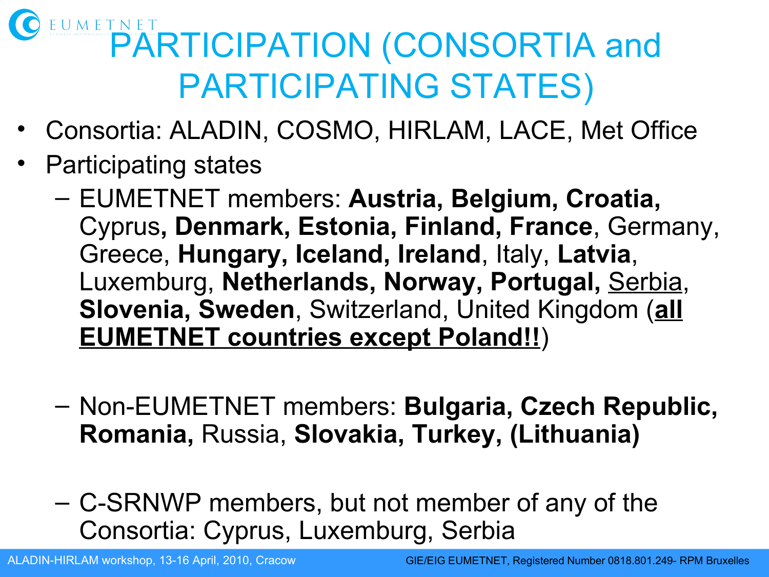# PARTICIPATION (CONSORTIA and PARTICIPATING STATES)

- Consortia: ALADIN, COSMO, HIRLAM, LACE, Met Office
- Participating states
  - EUMETNET members: **Austria, Belgium, Croatia,** Cyprus**, Denmark, Estonia, Finland, France**, Germany, Greece, **Hungary, Iceland, Ireland**, Italy, **Latvia**, Luxemburg, **Netherlands, Norway, Portugal,** Serbia, **Slovenia, Sweden**, Switzerland, United Kingdom (**all EUMETNET countries except Poland!!**)
  - Non-EUMETNET members: **Bulgaria, Czech Republic, Romania,** Russia, **Slovakia, Turkey, (Lithuania)**
  - C-SRNWP members, but not member of any of the Consortia: Cyprus, Luxemburg, Serbia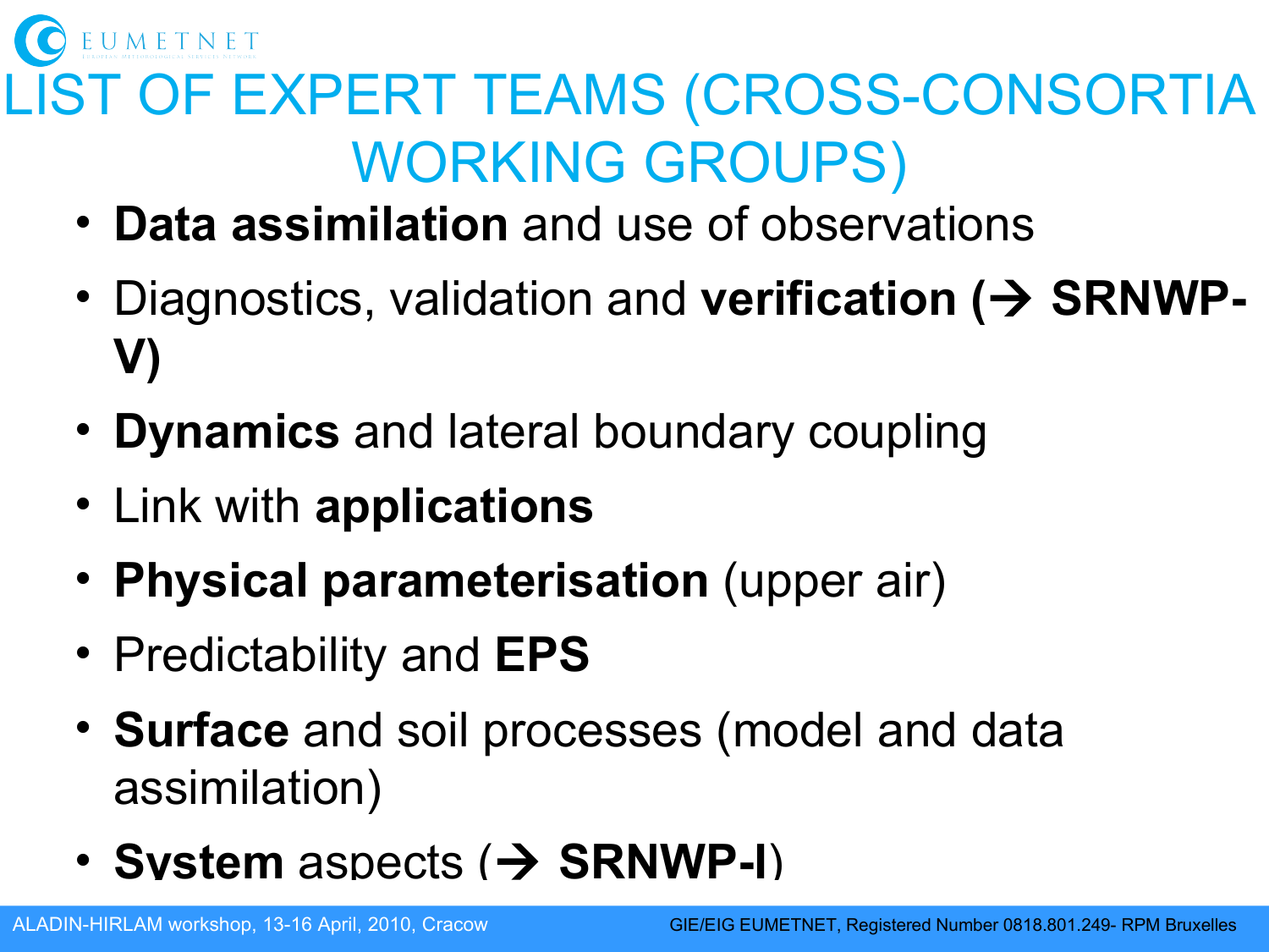# LIST OF EXPERT TEAMS (CROSS-CONSORTIA WORKING GROUPS)

- **Data assimilation** and use of observations
- Diagnostics, validation and **verification (→ SRNWP-V)**
- **Dynamics** and lateral boundary coupling
- Link with **applications**
- **Physical parameterisation** (upper air)
- Predictability and **EPS**
- **Surface** and soil processes (model and data assimilation)
- **System** aspects (→ **SRNWP-I**)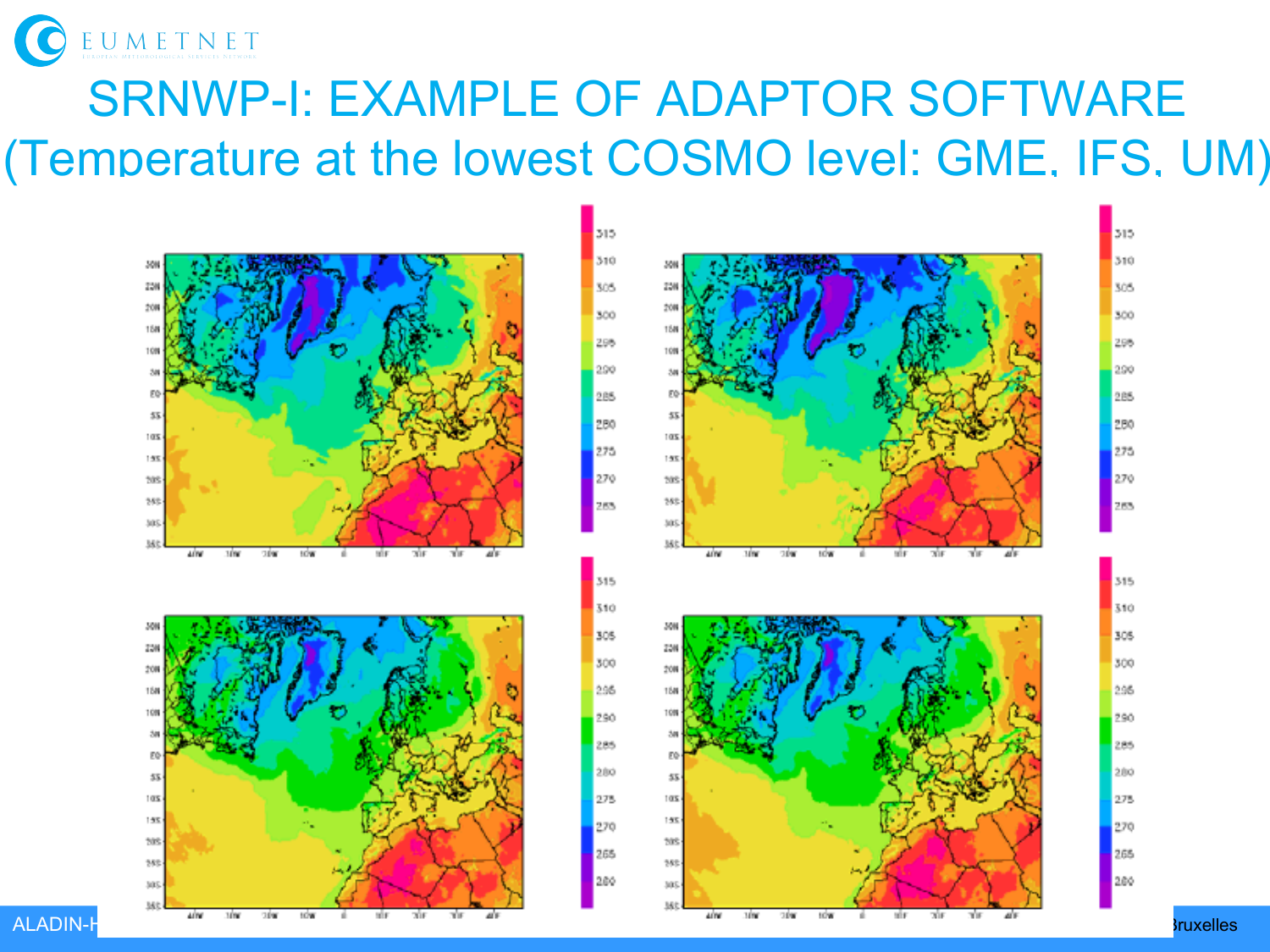# SRNWP-I: EXAMPLE OF ADAPTOR SOFTWARE (Temperature at the lowest COSMO level: GME, IFS, UM)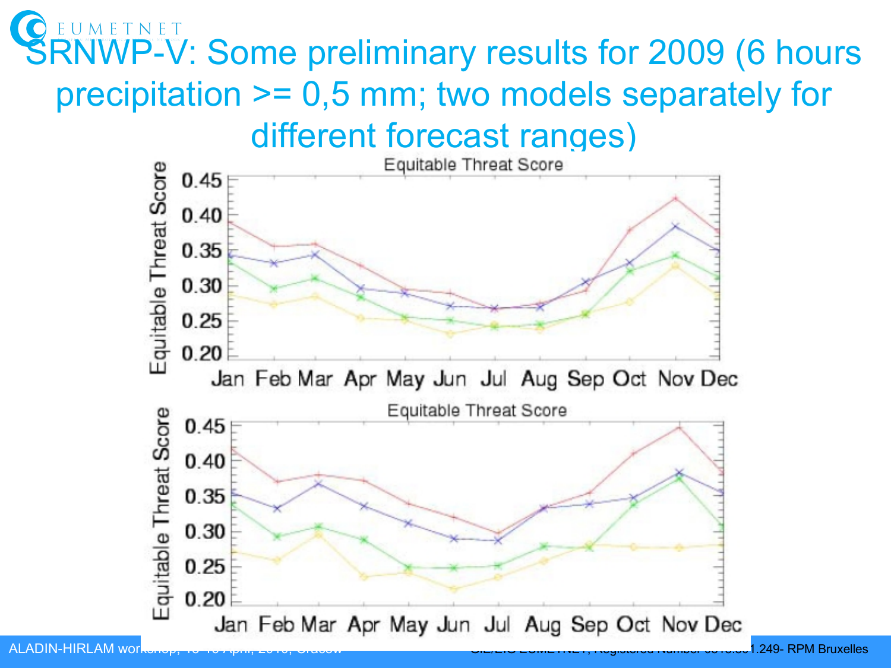# SRNWP-V: Some preliminary results for 2009 (6 hours precipitation >= 0,5 mm; two models separately for different forecast ranges)

Equitable Threat Score

Equitable Threat Score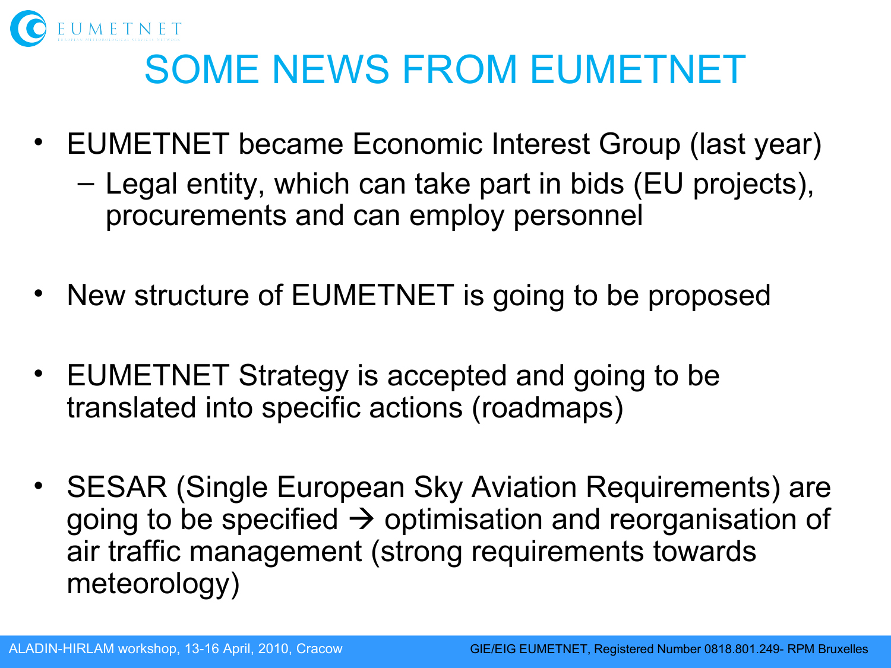# SOME NEWS FROM EUMETNET

- EUMETNET became Economic Interest Group (last year)
  - Legal entity, which can take part in bids (EU projects), procurements and can employ personnel
- New structure of EUMETNET is going to be proposed
- EUMETNET Strategy is accepted and going to be translated into specific actions (roadmaps)
- SESAR (Single European Sky Aviation Requirements) are going to be specified → optimisation and reorganisation of air traffic management (strong requirements towards meteorology)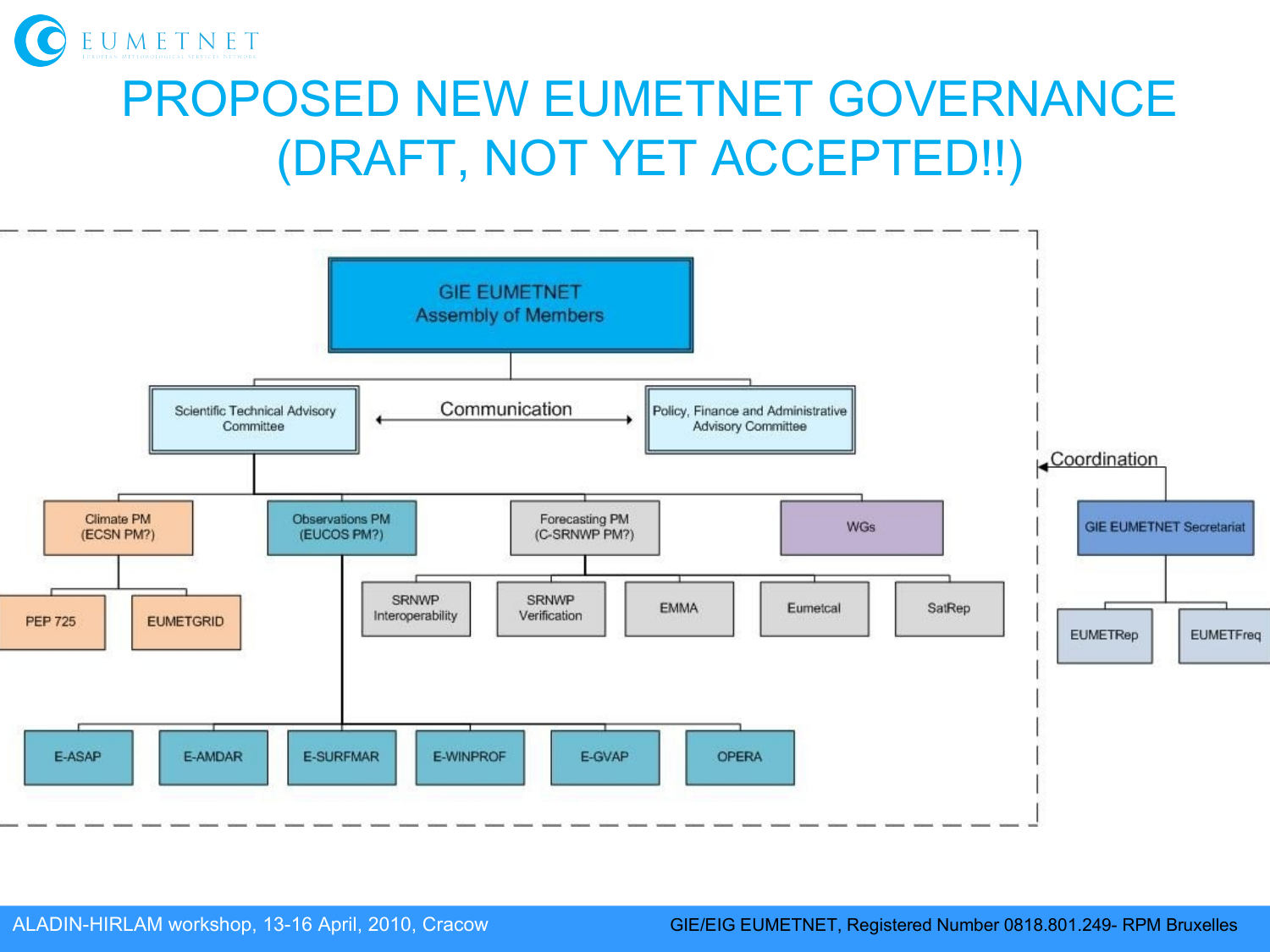# PROPOSED NEW EUMETNET GOVERNANCE (DRAFT, NOT YET ACCEPTED!!)

- GIE EUMETNET Assembly of Members
  - Scientific Technical Advisory Committee
    - Climate PM (ECSN PM?)
      - PEP 725
      - EUMETGRID
    - Observations PM (EUCOS PM?)
      - E-ASAP
      - E-AMDAR
      - E-SURFMAR
      - E-WINPROF
      - E-GVAP
      - OPERA
    - Forecasting PM (C-SRNWP PM?)
      - SRNWP Interoperability
      - SRNWP Verification
      - EMMA
      - Eumetcal
      - SatRep
    - WGs
  - Policy, Finance and Administrative Advisory Committee

Communication (between the Scientific Technical Advisory Committee and the Policy, Finance and Administrative Advisory Committee)

Coordination (between the GIE EUMETNET Secretariat and the structure above)

- GIE EUMETNET Secretariat
  - EUMETRep
  - EUMETFreq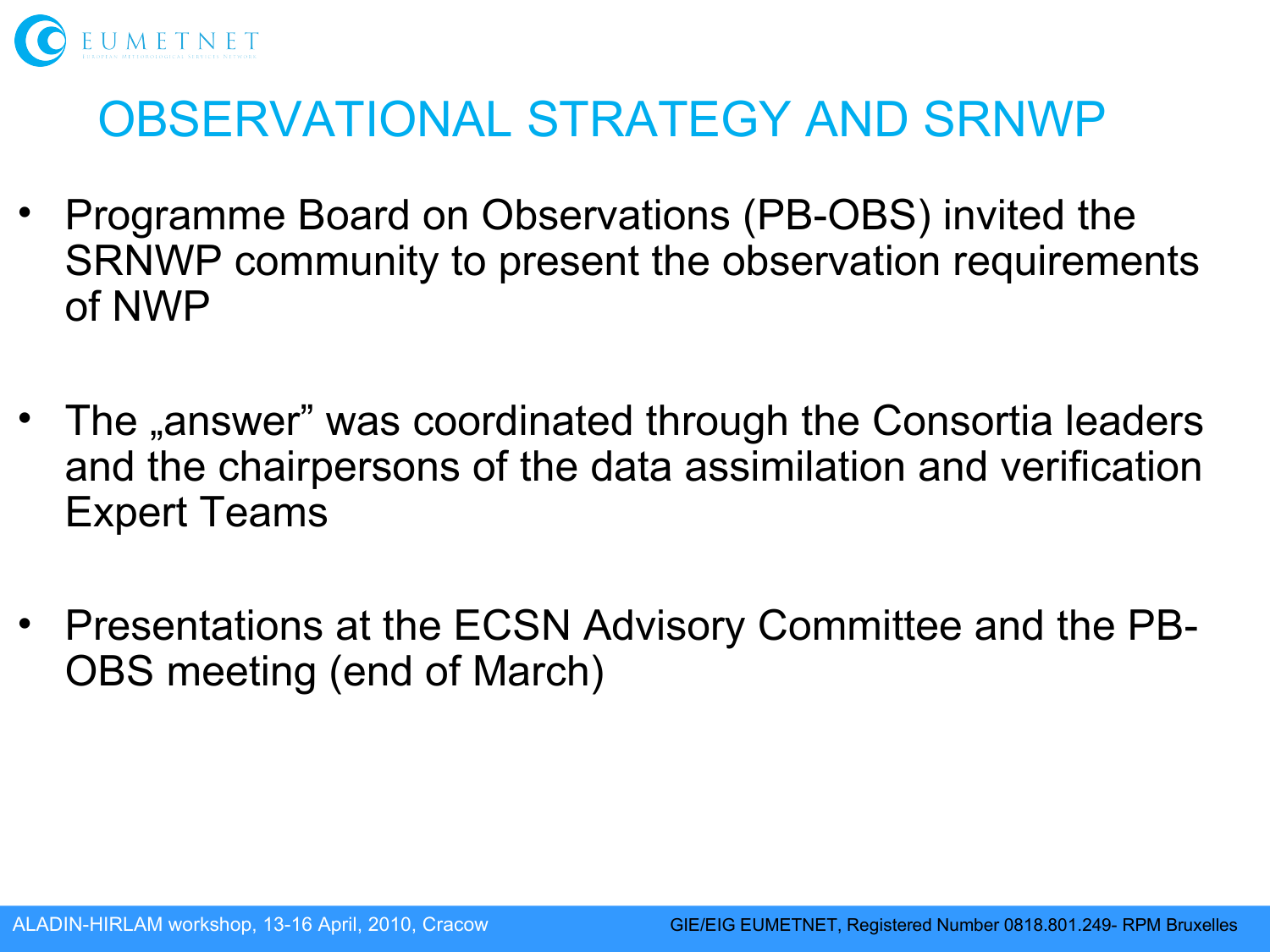# OBSERVATIONAL STRATEGY AND SRNWP

- Programme Board on Observations (PB-OBS) invited the SRNWP community to present the observation requirements of NWP
- The „answer" was coordinated through the Consortia leaders and the chairpersons of the data assimilation and verification Expert Teams
- Presentations at the ECSN Advisory Committee and the PB-OBS meeting (end of March)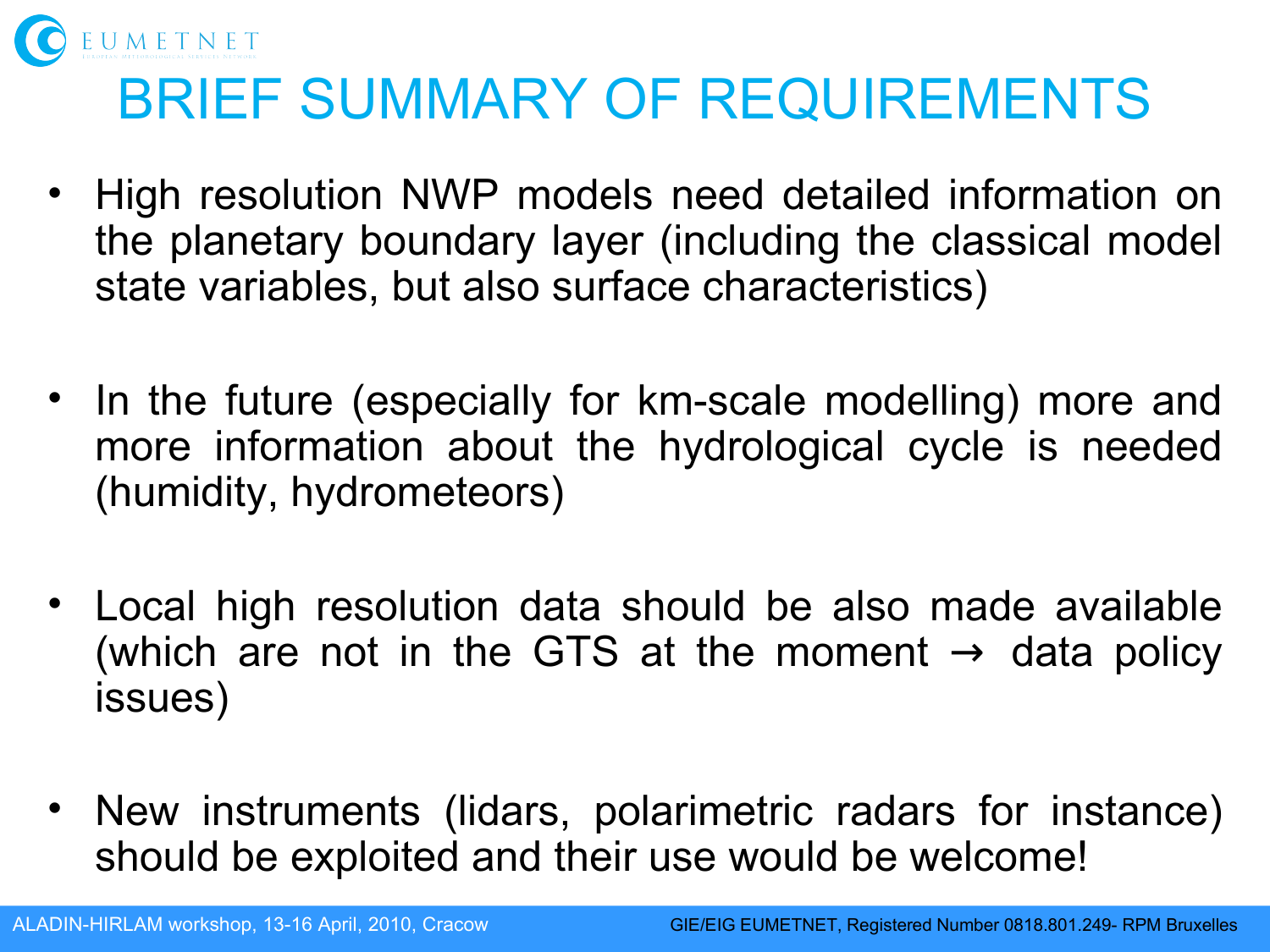# BRIEF SUMMARY OF REQUIREMENTS

- High resolution NWP models need detailed information on the planetary boundary layer (including the classical model state variables, but also surface characteristics)

- In the future (especially for km-scale modelling) more and more information about the hydrological cycle is needed (humidity, hydrometeors)

- Local high resolution data should be also made available (which are not in the GTS at the moment → data policy issues)

- New instruments (lidars, polarimetric radars for instance) should be exploited and their use would be welcome!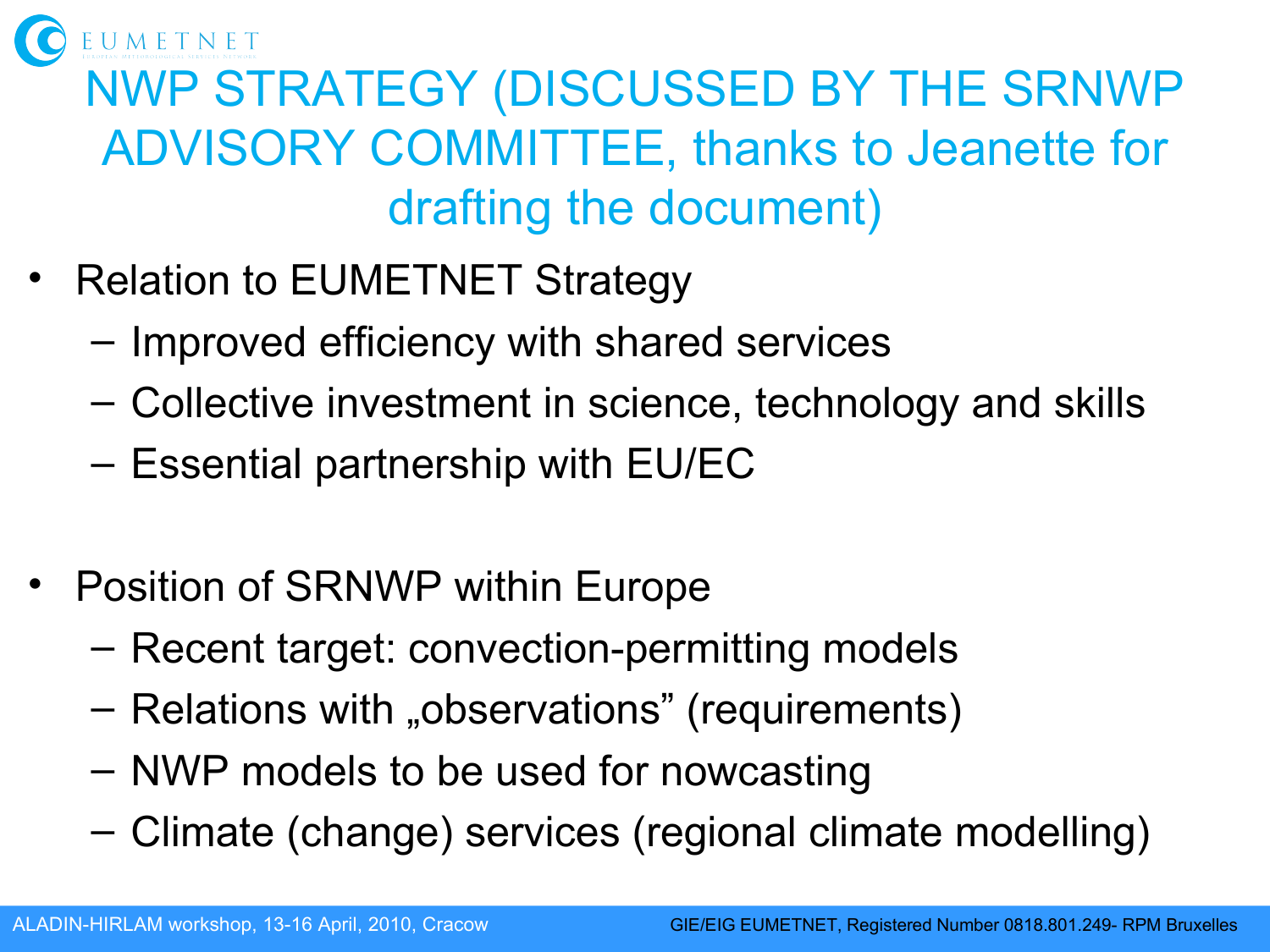# NWP STRATEGY (DISCUSSED BY THE SRNWP ADVISORY COMMITTEE, thanks to Jeanette for drafting the document)

- Relation to EUMETNET Strategy
  - Improved efficiency with shared services
  - Collective investment in science, technology and skills
  - Essential partnership with EU/EC

- Position of SRNWP within Europe
  - Recent target: convection-permitting models
  - Relations with „observations” (requirements)
  - NWP models to be used for nowcasting
  - Climate (change) services (regional climate modelling)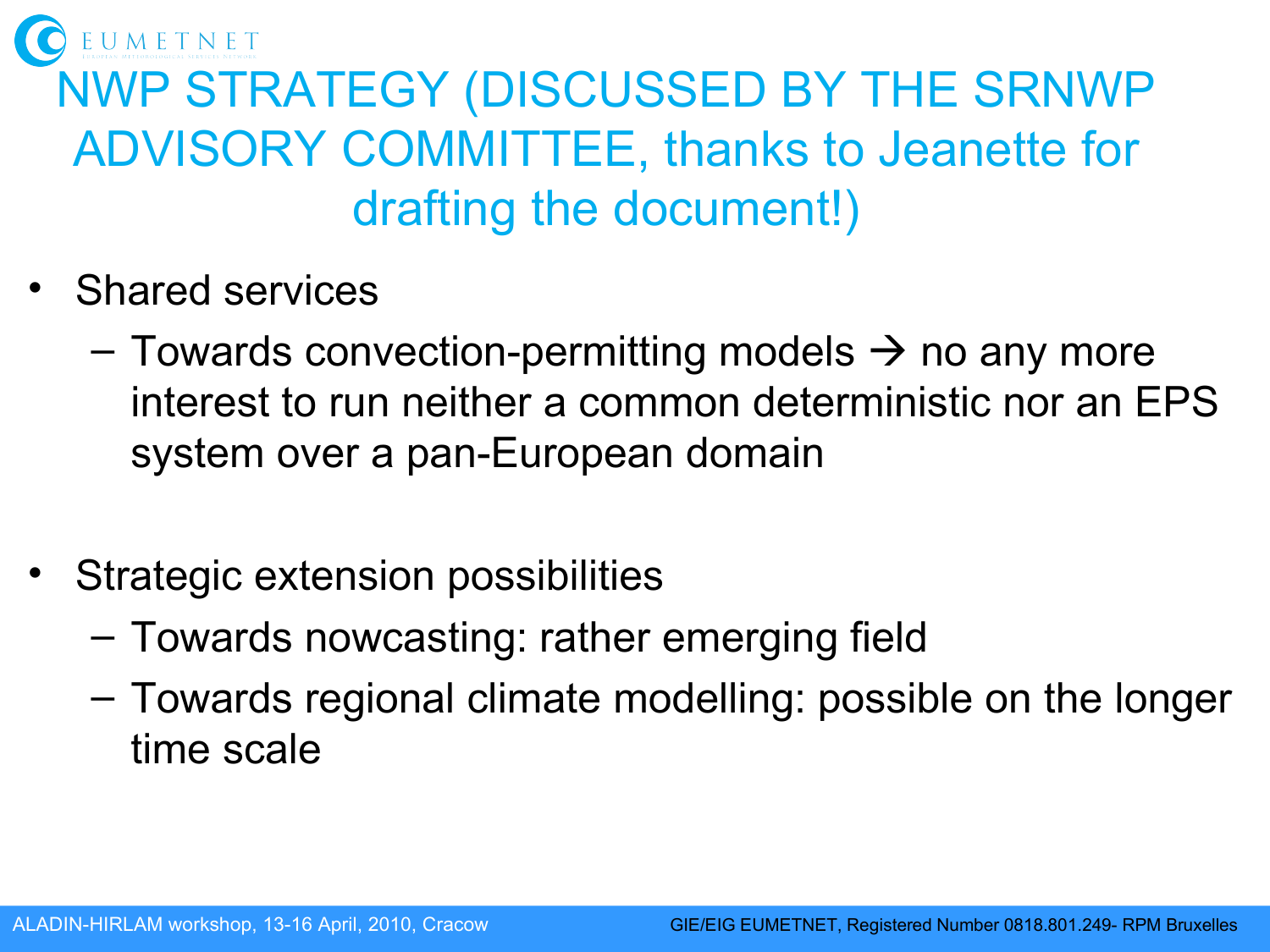# NWP STRATEGY (DISCUSSED BY THE SRNWP ADVISORY COMMITTEE, thanks to Jeanette for drafting the document!)

- Shared services
  - Towards convection-permitting models → no any more interest to run neither a common deterministic nor an EPS system over a pan-European domain

- Strategic extension possibilities
  - Towards nowcasting: rather emerging field
  - Towards regional climate modelling: possible on the longer time scale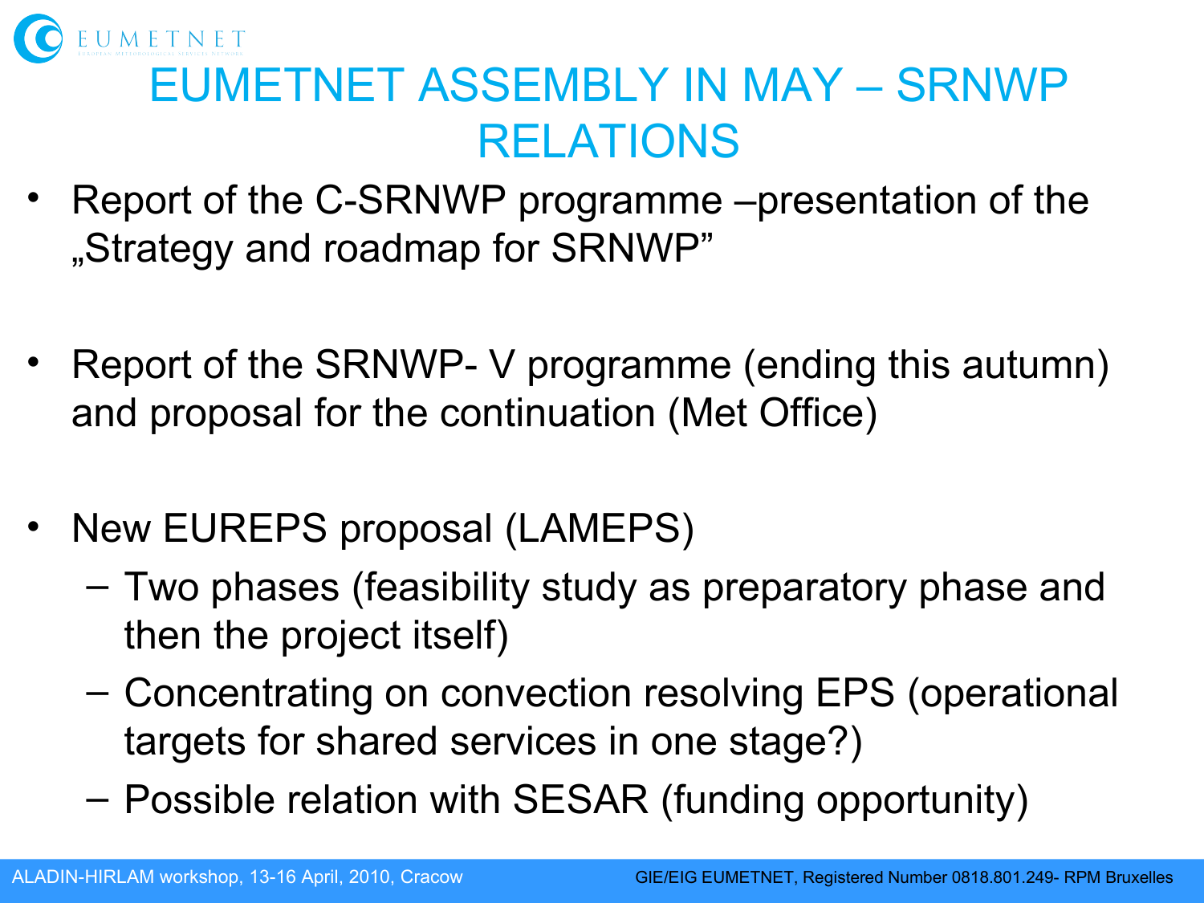# EUMETNET ASSEMBLY IN MAY – SRNWP RELATIONS

- Report of the C-SRNWP programme –presentation of the „Strategy and roadmap for SRNWP"
- Report of the SRNWP- V programme (ending this autumn) and proposal for the continuation (Met Office)
- New EUREPS proposal (LAMEPS)
  - Two phases (feasibility study as preparatory phase and then the project itself)
  - Concentrating on convection resolving EPS (operational targets for shared services in one stage?)
  - Possible relation with SESAR (funding opportunity)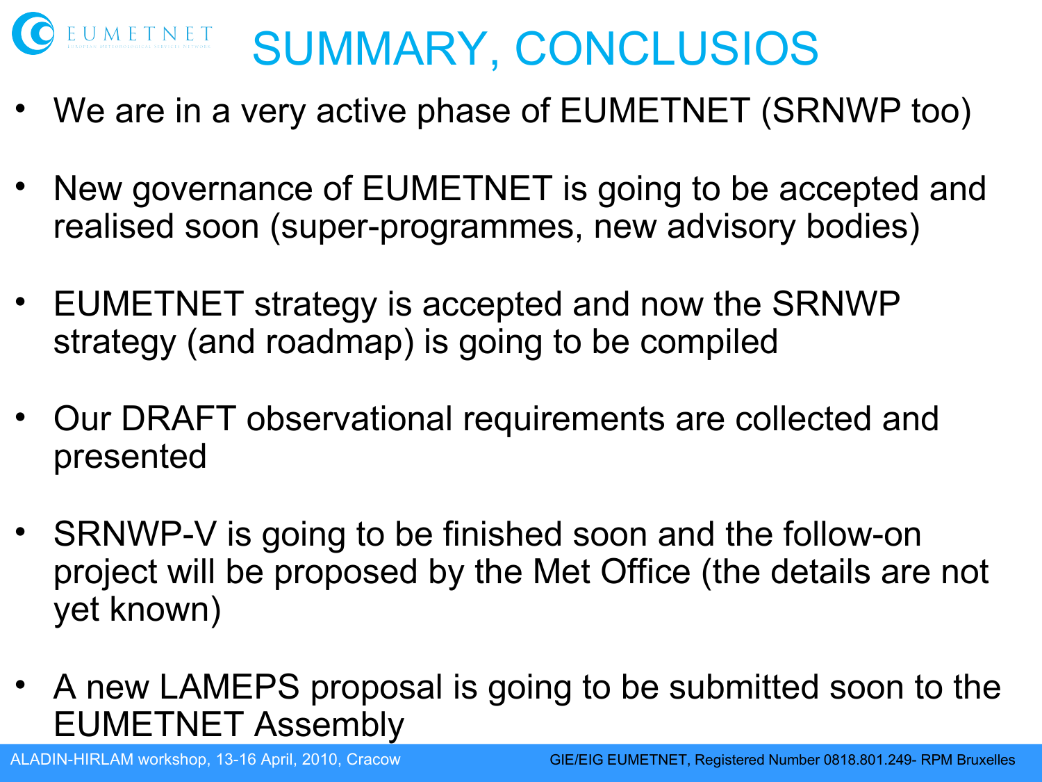# SUMMARY, CONCLUSIOS

- We are in a very active phase of EUMETNET (SRNWP too)
- New governance of EUMETNET is going to be accepted and realised soon (super-programmes, new advisory bodies)
- EUMETNET strategy is accepted and now the SRNWP strategy (and roadmap) is going to be compiled
- Our DRAFT observational requirements are collected and presented
- SRNWP-V is going to be finished soon and the follow-on project will be proposed by the Met Office (the details are not yet known)
- A new LAMEPS proposal is going to be submitted soon to the EUMETNET Assembly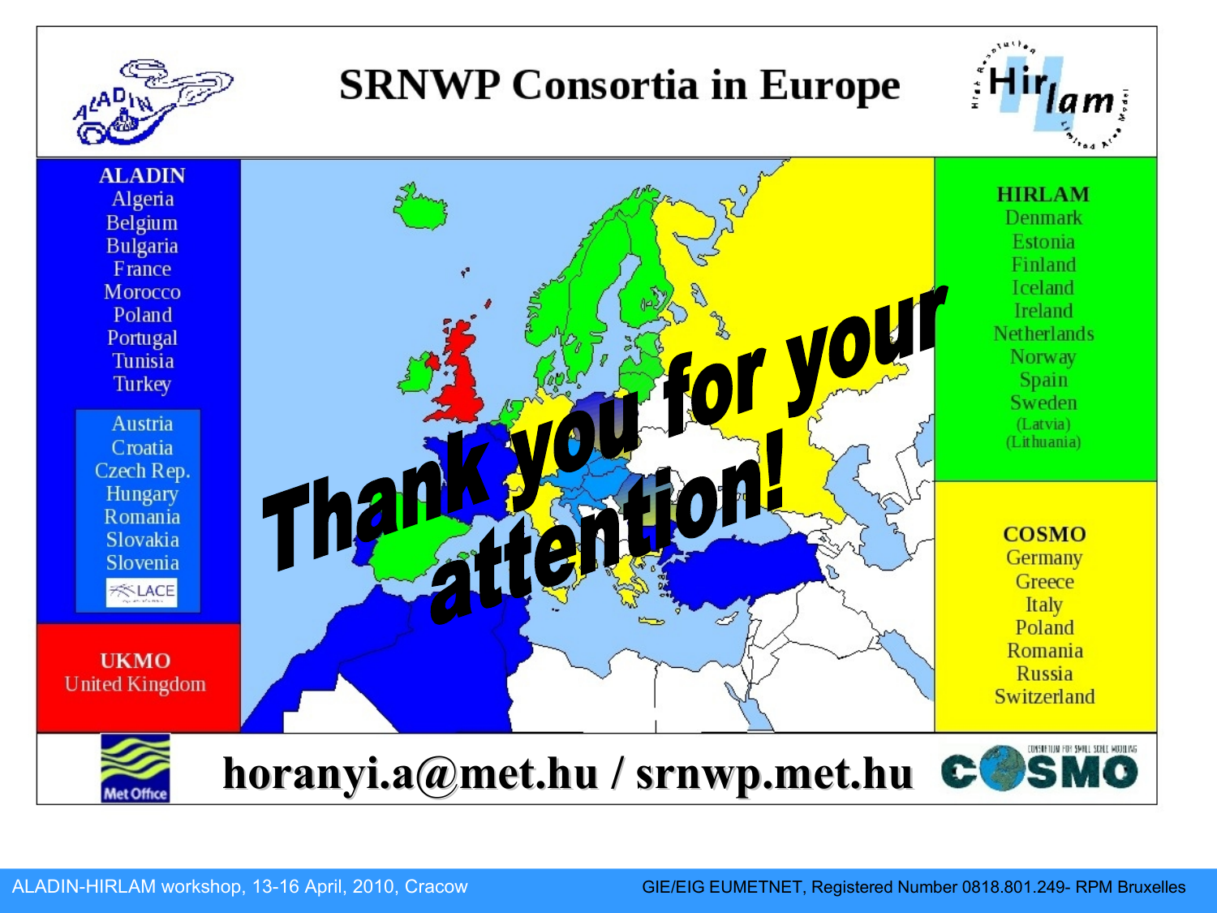# SRNWP Consortia in Europe

**ALADIN**
Algeria
Belgium
Bulgaria
France
Morocco
Poland
Portugal
Tunisia
Turkey

Austria
Croatia
Czech Rep.
Hungary
Romania
Slovakia
Slovenia
LACE

**UKMO**
United Kingdom

**HIRLAM**
Denmark
Estonia
Finland
Iceland
Ireland
Netherlands
Norway
Spain
Sweden
(Latvia)
(Lithuania)

**COSMO**
Germany
Greece
Italy
Poland
Romania
Russia
Switzerland

**Thank you for your attention!**

**horanyi.a@met.hu / srnwp.met.hu**

ALADIN-HIRLAM workshop, 13-16 April, 2010, Cracow

GIE/EIG EUMETNET, Registered Number 0818.801.249- RPM Bruxelles